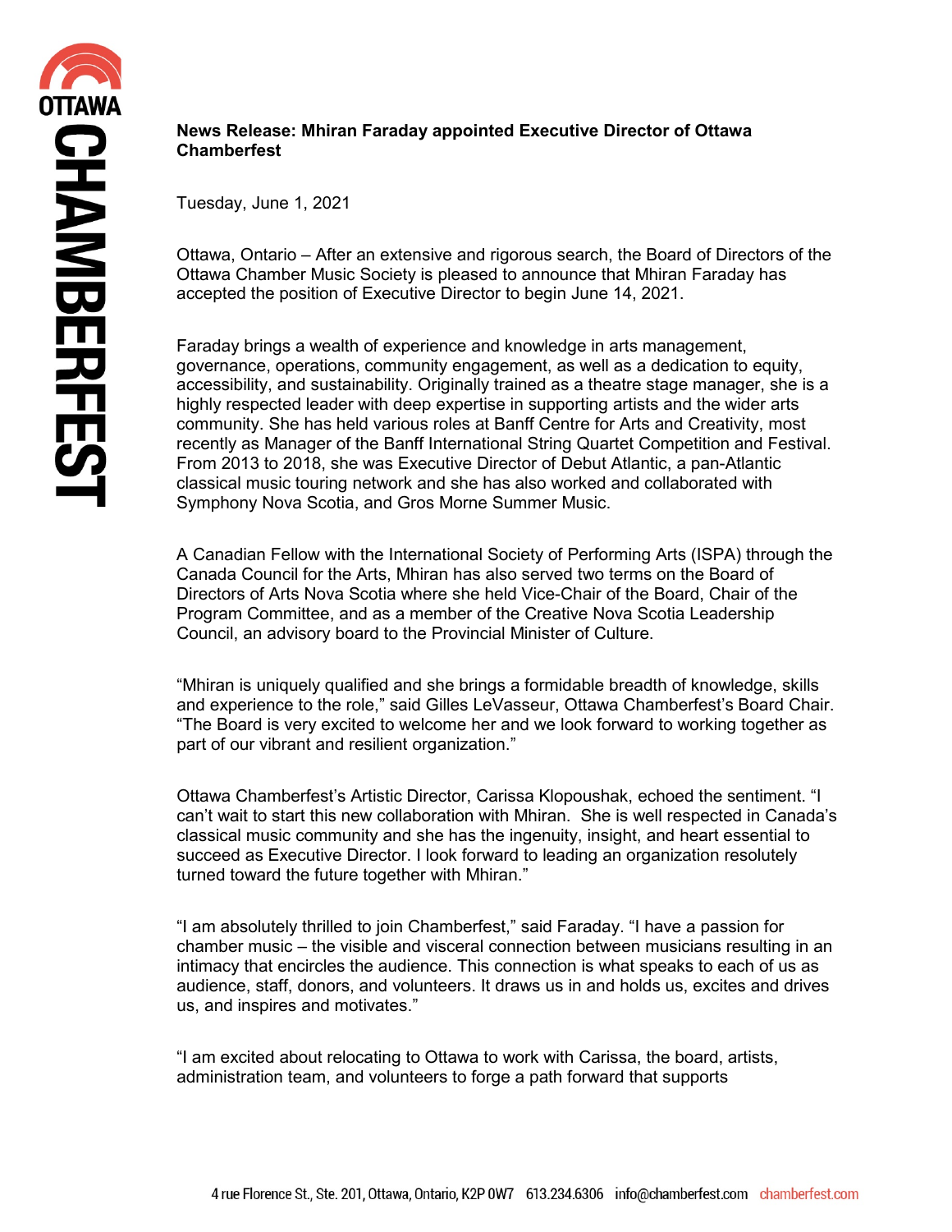**News Release: Mhiran Faraday appointed Executive Director of Ottawa Chamberfest**

Tuesday, June 1, 2021

Ottawa, Ontario – After an extensive and rigorous search, the Board of Directors of the Ottawa Chamber Music Society is pleased to announce that Mhiran Faraday has accepted the position of Executive Director to begin June 14, 2021.

Faraday brings a wealth of experience and knowledge in arts management, governance, operations, community engagement, as well as a dedication to equity, accessibility, and sustainability. Originally trained as a theatre stage manager, she is a highly respected leader with deep expertise in supporting artists and the wider arts community. She has held various roles at Banff Centre for Arts and Creativity, most recently as Manager of the Banff International String Quartet Competition and Festival. From 2013 to 2018, she was Executive Director of Debut Atlantic, a pan-Atlantic classical music touring network and she has also worked and collaborated with Symphony Nova Scotia, and Gros Morne Summer Music.

A Canadian Fellow with the International Society of Performing Arts (ISPA) through the Canada Council for the Arts, Mhiran has also served two terms on the Board of Directors of Arts Nova Scotia where she held Vice-Chair of the Board, Chair of the Program Committee, and as a member of the Creative Nova Scotia Leadership Council, an advisory board to the Provincial Minister of Culture.

"Mhiran is uniquely qualified and she brings a formidable breadth of knowledge, skills and experience to the role," said Gilles LeVasseur, Ottawa Chamberfest's Board Chair. "The Board is very excited to welcome her and we look forward to working together as part of our vibrant and resilient organization."

Ottawa Chamberfest's Artistic Director, Carissa Klopoushak, echoed the sentiment. "I can't wait to start this new collaboration with Mhiran. She is well respected in Canada's classical music community and she has the ingenuity, insight, and heart essential to succeed as Executive Director. I look forward to leading an organization resolutely turned toward the future together with Mhiran."

"I am absolutely thrilled to join Chamberfest," said Faraday. "I have a passion for chamber music – the visible and visceral connection between musicians resulting in an intimacy that encircles the audience. This connection is what speaks to each of us as audience, staff, donors, and volunteers. It draws us in and holds us, excites and drives us, and inspires and motivates."

"I am excited about relocating to Ottawa to work with Carissa, the board, artists, administration team, and volunteers to forge a path forward that supports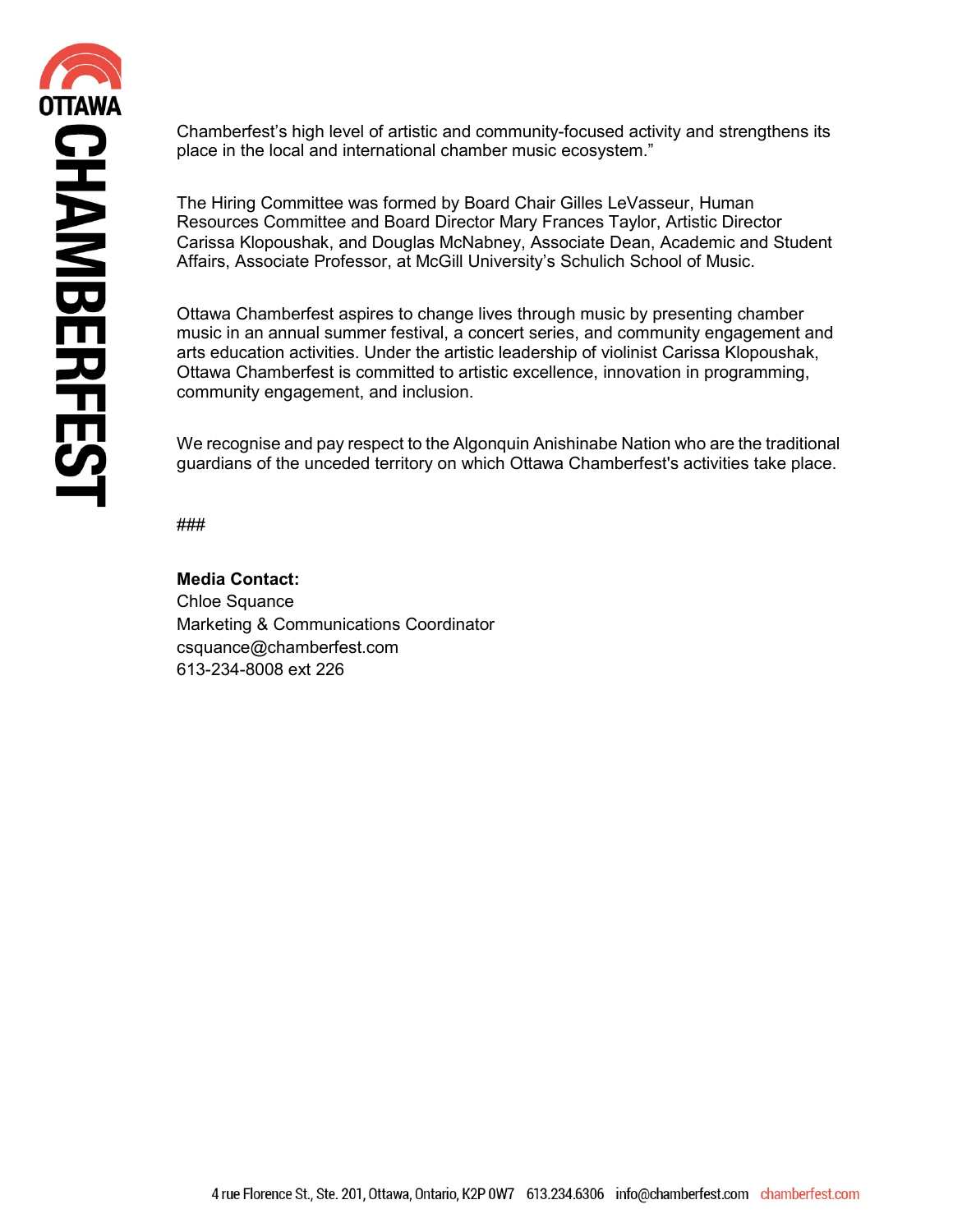Chamberfest's high level of artistic and community-focused activity and strengthens its place in the local and international chamber music ecosystem."

The Hiring Committee was formed by Board Chair Gilles LeVasseur, Human Resources Committee and Board Director Mary Frances Taylor, Artistic Director Carissa Klopoushak, and Douglas McNabney, Associate Dean, Academic and Student Affairs, Associate Professor, at McGill University's Schulich School of Music.

Ottawa Chamberfest aspires to change lives through music by presenting chamber music in an annual summer festival, a concert series, and community engagement and arts education activities. Under the artistic leadership of violinist Carissa Klopoushak, Ottawa Chamberfest is committed to artistic excellence, innovation in programming, community engagement, and inclusion.

We recognise and pay respect to the Algonquin Anishinabe Nation who are the traditional guardians of the unceded territory on which Ottawa Chamberfest's activities take place.

###

**Media Contact:**
Chloe Squance
Marketing & Communications Coordinator
csquance@chamberfest.com
613-234-8008 ext 226